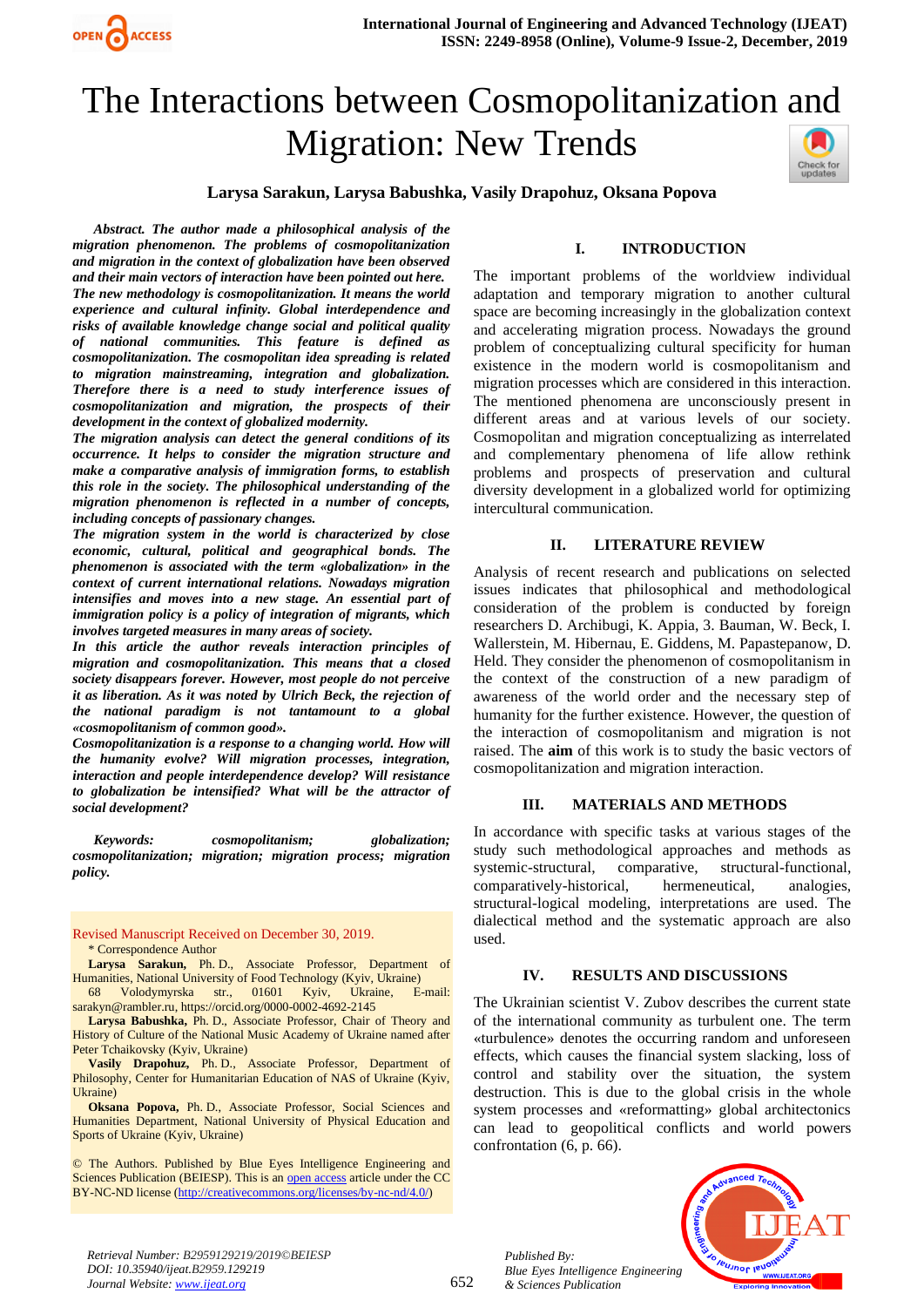# The Interactions between Cosmopolitanization and Migration: New Trends

**Larysa Sarakun, Larysa Babushka, Vasily Drapohuz, Oksana Popova**

***Abstract. The author made a philosophical analysis of the migration phenomenon. The problems of cosmopolitanization and migration in the context of globalization have been observed and their main vectors of interaction have been pointed out here. The new methodology is cosmopolitanization. It means the world experience and cultural infinity. Global interdependence and risks of available knowledge change social and political quality of national communities. This feature is defined as cosmopolitanization. The cosmopolitan idea spreading is related to migration mainstreaming, integration and globalization. Therefore there is a need to study interference issues of cosmopolitanization and migration, the prospects of their development in the context of globalized modernity.***

***The migration analysis can detect the general conditions of its occurrence. It helps to consider the migration structure and make a comparative analysis of immigration forms, to establish this role in the society. The philosophical understanding of the migration phenomenon is reflected in a number of concepts, including concepts of passionary changes.***

***The migration system in the world is characterized by close economic, cultural, political and geographical bonds. The phenomenon is associated with the term «globalization» in the context of current international relations. Nowadays migration intensifies and moves into a new stage. An essential part of immigration policy is a policy of integration of migrants, which involves targeted measures in many areas of society.***

***In this article the author reveals interaction principles of migration and cosmopolitanization. This means that a closed society disappears forever. However, most people do not perceive it as liberation. As it was noted by Ulrich Beck, the rejection of the national paradigm is not tantamount to a global «cosmopolitanism of common good».***

***Cosmopolitanization is a response to a changing world. How will the humanity evolve? Will migration processes, integration, interaction and people interdependence develop? Will resistance to globalization be intensified? What will be the attractor of social development?***

***Keywords: cosmopolitanism; globalization; cosmopolitanization; migration; migration process; migration policy.***

Revised Manuscript Received on December 30, 2019.

\* Correspondence Author

**Larysa Sarakun,** Ph. D., Associate Professor, Department of Humanities, National University of Food Technology (Kyiv, Ukraine) 68 Volodymyrska str., 01601 Kyiv, Ukraine, E-mail: sarakyn@rambler.ru, https://orcid.org/0000-0002-4692-2145

**Larysa Babushka,** Ph. D., Associate Professor, Chair of Theory and History of Culture of the National Music Academy of Ukraine named after Peter Tchaikovsky (Kyiv, Ukraine)

**Vasily Drapohuz,** Ph. D., Associate Professor, Department of Philosophy, Center for Humanitarian Education of NAS of Ukraine (Kyiv, Ukraine)

**Oksana Popova,** Ph. D., Associate Professor, Social Sciences and Humanities Department, National University of Physical Education and Sports of Ukraine (Kyiv, Ukraine)

© The Authors. Published by Blue Eyes Intelligence Engineering and Sciences Publication (BEIESP). This is an open access article under the CC BY-NC-ND license (http://creativecommons.org/licenses/by-nc-nd/4.0/)

## I. INTRODUCTION

The important problems of the worldview individual adaptation and temporary migration to another cultural space are becoming increasingly in the globalization context and accelerating migration process. Nowadays the ground problem of conceptualizing cultural specificity for human existence in the modern world is cosmopolitanism and migration processes which are considered in this interaction. The mentioned phenomena are unconsciously present in different areas and at various levels of our society. Cosmopolitan and migration conceptualizing as interrelated and complementary phenomena of life allow rethink problems and prospects of preservation and cultural diversity development in a globalized world for optimizing intercultural communication.

## II. LITERATURE REVIEW

Analysis of recent research and publications on selected issues indicates that philosophical and methodological consideration of the problem is conducted by foreign researchers D. Archibugi, K. Appia, 3. Bauman, W. Beck, I. Wallerstein, M. Hibernau, E. Giddens, M. Papastepanow, D. Held. They consider the phenomenon of cosmopolitanism in the context of the construction of a new paradigm of awareness of the world order and the necessary step of humanity for the further existence. However, the question of the interaction of cosmopolitanism and migration is not raised. The **aim** of this work is to study the basic vectors of cosmopolitanization and migration interaction.

## III. MATERIALS AND METHODS

In accordance with specific tasks at various stages of the study such methodological approaches and methods as systemic-structural, comparative, structural-functional, comparatively-historical, hermeneutical, analogies, structural-logical modeling, interpretations are used. The dialectical method and the systematic approach are also used.

## IV. RESULTS AND DISCUSSIONS

The Ukrainian scientist V. Zubov describes the current state of the international community as turbulent one. The term «turbulence» denotes the occurring random and unforeseen effects, which causes the financial system slacking, loss of control and stability over the situation, the system destruction. This is due to the global crisis in the whole system processes and «reformatting» global architectonics can lead to geopolitical conflicts and world powers confrontation (6, p. 66).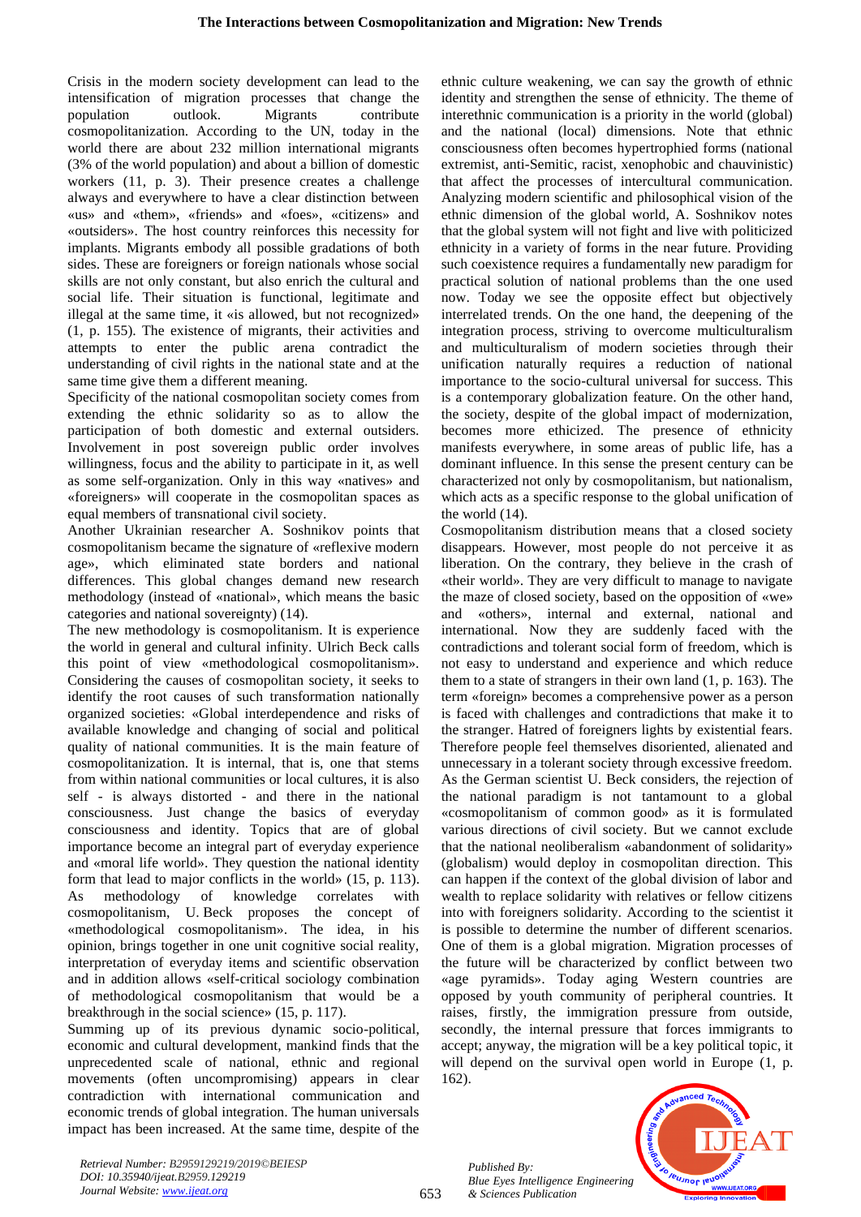Crisis in the modern society development can lead to the intensification of migration processes that change the population outlook. Migrants contribute cosmopolitanization. According to the UN, today in the world there are about 232 million international migrants (3% of the world population) and about a billion of domestic workers (11, p. 3). Their presence creates a challenge always and everywhere to have a clear distinction between «us» and «them», «friends» and «foes», «citizens» and «outsiders». The host country reinforces this necessity for implants. Migrants embody all possible gradations of both sides. These are foreigners or foreign nationals whose social skills are not only constant, but also enrich the cultural and social life. Their situation is functional, legitimate and illegal at the same time, it «is allowed, but not recognized» (1, p. 155). The existence of migrants, their activities and attempts to enter the public arena contradict the understanding of civil rights in the national state and at the same time give them a different meaning.

Specificity of the national cosmopolitan society comes from extending the ethnic solidarity so as to allow the participation of both domestic and external outsiders. Involvement in post sovereign public order involves willingness, focus and the ability to participate in it, as well as some self-organization. Only in this way «natives» and «foreigners» will cooperate in the cosmopolitan spaces as equal members of transnational civil society.

Another Ukrainian researcher A. Soshnikov points that cosmopolitanism became the signature of «reflexive modern age», which eliminated state borders and national differences. This global changes demand new research methodology (instead of «national», which means the basic categories and national sovereignty) (14).

The new methodology is cosmopolitanism. It is experience the world in general and cultural infinity. Ulrich Beck calls this point of view «methodological cosmopolitanism». Considering the causes of cosmopolitan society, it seeks to identify the root causes of such transformation nationally organized societies: «Global interdependence and risks of available knowledge and changing of social and political quality of national communities. It is the main feature of cosmopolitanization. It is internal, that is, one that stems from within national communities or local cultures, it is also self - is always distorted - and there in the national consciousness. Just change the basics of everyday consciousness and identity. Topics that are of global importance become an integral part of everyday experience and «moral life world». They question the national identity form that lead to major conflicts in the world» (15, p. 113). As methodology of knowledge correlates with cosmopolitanism, U. Beck proposes the concept of «methodological cosmopolitanism». The idea, in his opinion, brings together in one unit cognitive social reality, interpretation of everyday items and scientific observation and in addition allows «self-critical sociology combination of methodological cosmopolitanism that would be a breakthrough in the social science» (15, p. 117).

Summing up of its previous dynamic socio-political, economic and cultural development, mankind finds that the unprecedented scale of national, ethnic and regional movements (often uncompromising) appears in clear contradiction with international communication and economic trends of global integration. The human universals impact has been increased. At the same time, despite of the ethnic culture weakening, we can say the growth of ethnic identity and strengthen the sense of ethnicity. The theme of interethnic communication is a priority in the world (global) and the national (local) dimensions. Note that ethnic consciousness often becomes hypertrophied forms (national extremist, anti-Semitic, racist, xenophobic and chauvinistic) that affect the processes of intercultural communication. Analyzing modern scientific and philosophical vision of the ethnic dimension of the global world, A. Soshnikov notes that the global system will not fight and live with politicized ethnicity in a variety of forms in the near future. Providing such coexistence requires a fundamentally new paradigm for practical solution of national problems than the one used now. Today we see the opposite effect but objectively interrelated trends. On the one hand, the deepening of the integration process, striving to overcome multiculturalism and multiculturalism of modern societies through their unification naturally requires a reduction of national importance to the socio-cultural universal for success. This is a contemporary globalization feature. On the other hand, the society, despite of the global impact of modernization, becomes more ethicized. The presence of ethnicity manifests everywhere, in some areas of public life, has a dominant influence. In this sense the present century can be characterized not only by cosmopolitanism, but nationalism, which acts as a specific response to the global unification of the world (14).

Cosmopolitanism distribution means that a closed society disappears. However, most people do not perceive it as liberation. On the contrary, they believe in the crash of «their world». They are very difficult to manage to navigate the maze of closed society, based on the opposition of «we» and «others», internal and external, national and international. Now they are suddenly faced with the contradictions and tolerant social form of freedom, which is not easy to understand and experience and which reduce them to a state of strangers in their own land (1, p. 163). The term «foreign» becomes a comprehensive power as a person is faced with challenges and contradictions that make it to the stranger. Hatred of foreigners lights by existential fears. Therefore people feel themselves disoriented, alienated and unnecessary in a tolerant society through excessive freedom. As the German scientist U. Beck considers, the rejection of the national paradigm is not tantamount to a global «cosmopolitanism of common good» as it is formulated various directions of civil society. But we cannot exclude that the national neoliberalism «abandonment of solidarity» (globalism) would deploy in cosmopolitan direction. This can happen if the context of the global division of labor and wealth to replace solidarity with relatives or fellow citizens into with foreigners solidarity. According to the scientist it is possible to determine the number of different scenarios. One of them is a global migration. Migration processes of the future will be characterized by conflict between two «age pyramids». Today aging Western countries are opposed by youth community of peripheral countries. It raises, firstly, the immigration pressure from outside, secondly, the internal pressure that forces immigrants to accept; anyway, the migration will be a key political topic, it will depend on the survival open world in Europe (1, p. 162).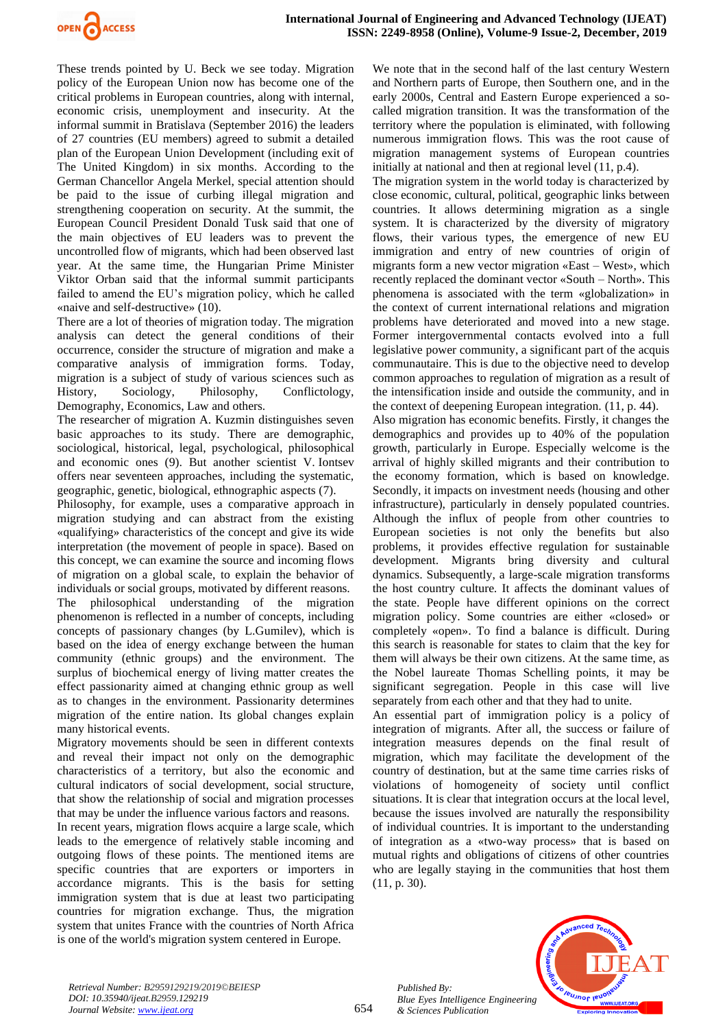These trends pointed by U. Beck we see today. Migration policy of the European Union now has become one of the critical problems in European countries, along with internal, economic crisis, unemployment and insecurity. At the informal summit in Bratislava (September 2016) the leaders of 27 countries (EU members) agreed to submit a detailed plan of the European Union Development (including exit of The United Kingdom) in six months. According to the German Chancellor Angela Merkel, special attention should be paid to the issue of curbing illegal migration and strengthening cooperation on security. At the summit, the European Council President Donald Tusk said that one of the main objectives of EU leaders was to prevent the uncontrolled flow of migrants, which had been observed last year. At the same time, the Hungarian Prime Minister Viktor Orban said that the informal summit participants failed to amend the EU's migration policy, which he called «naive and self-destructive» (10).

There are a lot of theories of migration today. The migration analysis can detect the general conditions of their occurrence, consider the structure of migration and make a comparative analysis of immigration forms. Today, migration is a subject of study of various sciences such as History, Sociology, Philosophy, Conflictology, Demography, Economics, Law and others.

The researcher of migration A. Kuzmin distinguishes seven basic approaches to its study. There are demographic, sociological, historical, legal, psychological, philosophical and economic ones (9). But another scientist V. Iontsev offers near seventeen approaches, including the systematic, geographic, genetic, biological, ethnographic aspects (7).

Philosophy, for example, uses a comparative approach in migration studying and can abstract from the existing «qualifying» characteristics of the concept and give its wide interpretation (the movement of people in space). Based on this concept, we can examine the source and incoming flows of migration on a global scale, to explain the behavior of individuals or social groups, motivated by different reasons.

The philosophical understanding of the migration phenomenon is reflected in a number of concepts, including concepts of passionary changes (by L.Gumilev), which is based on the idea of energy exchange between the human community (ethnic groups) and the environment. The surplus of biochemical energy of living matter creates the effect passionarity aimed at changing ethnic group as well as to changes in the environment. Passionarity determines migration of the entire nation. Its global changes explain many historical events.

Migratory movements should be seen in different contexts and reveal their impact not only on the demographic characteristics of a territory, but also the economic and cultural indicators of social development, social structure, that show the relationship of social and migration processes that may be under the influence various factors and reasons.

In recent years, migration flows acquire a large scale, which leads to the emergence of relatively stable incoming and outgoing flows of these points. The mentioned items are specific countries that are exporters or importers in accordance migrants. This is the basis for setting immigration system that is due at least two participating countries for migration exchange. Thus, the migration system that unites France with the countries of North Africa is one of the world's migration system centered in Europe.

We note that in the second half of the last century Western and Northern parts of Europe, then Southern one, and in the early 2000s, Central and Eastern Europe experienced a so-called migration transition. It was the transformation of the territory where the population is eliminated, with following numerous immigration flows. This was the root cause of migration management systems of European countries initially at national and then at regional level (11, p.4).

The migration system in the world today is characterized by close economic, cultural, political, geographic links between countries. It allows determining migration as a single system. It is characterized by the diversity of migratory flows, their various types, the emergence of new EU immigration and entry of new countries of origin of migrants form a new vector migration «East – West», which recently replaced the dominant vector «South – North». This phenomena is associated with the term «globalization» in the context of current international relations and migration problems have deteriorated and moved into a new stage. Former intergovernmental contacts evolved into a full legislative power community, a significant part of the acquis communautaire. This is due to the objective need to develop common approaches to regulation of migration as a result of the intensification inside and outside the community, and in the context of deepening European integration. (11, p. 44).

Also migration has economic benefits. Firstly, it changes the demographics and provides up to 40% of the population growth, particularly in Europe. Especially welcome is the arrival of highly skilled migrants and their contribution to the economy formation, which is based on knowledge. Secondly, it impacts on investment needs (housing and other infrastructure), particularly in densely populated countries. Although the influx of people from other countries to European societies is not only the benefits but also problems, it provides effective regulation for sustainable development. Migrants bring diversity and cultural dynamics. Subsequently, a large-scale migration transforms the host country culture. It affects the dominant values of the state. People have different opinions on the correct migration policy. Some countries are either «closed» or completely «open». To find a balance is difficult. During this search is reasonable for states to claim that the key for them will always be their own citizens. At the same time, as the Nobel laureate Thomas Schelling points, it may be significant segregation. People in this case will live separately from each other and that they had to unite.

An essential part of immigration policy is a policy of integration of migrants. After all, the success or failure of integration measures depends on the final result of migration, which may facilitate the development of the country of destination, but at the same time carries risks of violations of homogeneity of society until conflict situations. It is clear that integration occurs at the local level, because the issues involved are naturally the responsibility of individual countries. It is important to the understanding of integration as a «two-way process» that is based on mutual rights and obligations of citizens of other countries who are legally staying in the communities that host them (11, p. 30).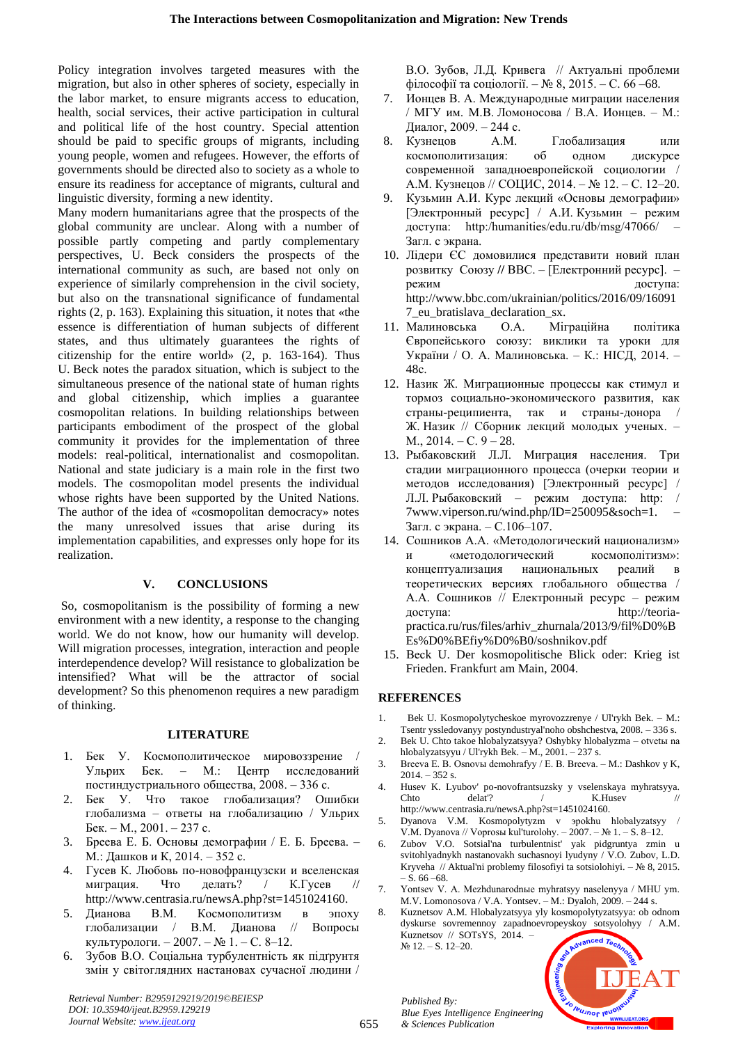Policy integration involves targeted measures with the migration, but also in other spheres of society, especially in the labor market, to ensure migrants access to education, health, social services, their active participation in cultural and political life of the host country. Special attention should be paid to specific groups of migrants, including young people, women and refugees. However, the efforts of governments should be directed also to society as a whole to ensure its readiness for acceptance of migrants, cultural and linguistic diversity, forming a new identity.

Many modern humanitarians agree that the prospects of the global community are unclear. Along with a number of possible partly competing and partly complementary perspectives, U. Beck considers the prospects of the international community as such, are based not only on experience of similarly comprehension in the civil society, but also on the transnational significance of fundamental rights (2, p. 163). Explaining this situation, it notes that «the essence is differentiation of human subjects of different states, and thus ultimately guarantees the rights of citizenship for the entire world» (2, p. 163-164). Thus U. Beck notes the paradox situation, which is subject to the simultaneous presence of the national state of human rights and global citizenship, which implies a guarantee cosmopolitan relations. In building relationships between participants embodiment of the prospect of the global community it provides for the implementation of three models: real-political, internationalist and cosmopolitan. National and state judiciary is a main role in the first two models. The cosmopolitan model presents the individual whose rights have been supported by the United Nations. The author of the idea of «cosmopolitan democracy» notes the many unresolved issues that arise during its implementation capabilities, and expresses only hope for its realization.

## V. CONCLUSIONS

So, cosmopolitanism is the possibility of forming a new environment with a new identity, a response to the changing world. We do not know, how our humanity will develop. Will migration processes, integration, interaction and people interdependence develop? Will resistance to globalization be intensified? What will be the attractor of social development? So this phenomenon requires a new paradigm of thinking.

## LITERATURE

1. Бек У. Космополитическое мировоззрение / Ульрих Бек. – М.: Центр исследований постиндустриального общества, 2008. – 336 с.
2. Бек У. Что такое глобализация? Ошибки глобализма – ответы на глобализацию / Ульрих Бек. – М., 2001. – 237 с.
3. Бреева Е. Б. Основы демографии / Е. Б. Бреева. – М.: Дашков и К, 2014. – 352 с.
4. Гусев К. Любовь по-новофранцузски и вселенская миграция. Что делать? / К.Гусев // http://www.centrasia.ru/newsA.php?st=1451024160.
5. Дианова В.М. Космополитизм в эпоху глобализации / В.М. Дианова // Вопросы культурологи. – 2007. – № 1. – С. 8–12.
6. Зубов В.О. Соціальна турбулентність як підгрунтя змін у світоглядних настановах сучасної людини / В.О. Зубов, Л.Д. Кривега // Актуальні проблеми філософії та соціології. – № 8, 2015. – С. 66 –68.
7. Ионцев В. А. Международные миграции населения / МГУ им. М.В. Ломоносова / В.А. Ионцев. – М.: Диалог, 2009. – 244 с.
8. Кузнецов А.М. Глобализация или космополитизация: об одном дискурсе современной западноевропейской социологии / А.М. Кузнецов // СОЦИС, 2014. – № 12. – С. 12–20.
9. Кузьмин А.И. Курс лекций «Основы демографии» [Электронный ресурс] / А.И. Кузьмин – режим доступа: http:/humanities/edu.ru/db/msg/47066/ – Загл. с экрана.
10. Лідери ЄС домовилися представити новий план розвитку Союзу // BBC. – [Електронний ресурс]. – режим доступа: http://www.bbc.com/ukrainian/politics/2016/09/160917_eu_bratislava_declaration_sx.
11. Малиновська О.А. Міграційна політика Європейського союзу: виклики та уроки для України / О. А. Малиновська. – К.: НІСД, 2014. – 48с.
12. Назик Ж. Миграционные процессы как стимул и тормоз социально-экономического развития, как страны-реципиента, так и страны-донора / Ж. Назик // Сборник лекций молодых ученых. – М., 2014. – С. 9 – 28.
13. Рыбаковский Л.Л. Миграция населения. Три стадии миграционного процесса (очерки теории и методов исследования) [Электронный ресурс] / Л.Л. Рыбаковский – режим доступа: http: / 7www.viperson.ru/wind.php/ID=250095&soch=1. – Загл. с экрана. – С.106–107.
14. Сошников А.А. «Методологический национализм» и «методологический космополітизм»: концептуализация национальных реалий в теоретических версиях глобального общества / А.А. Сошников // Електронний ресурс – режим доступа: http://teoria-practica.ru/rus/files/arhiv_zhurnala/2013/9/fil%D0%BEs%D0%BEfiy%D0%B0/soshnikov.pdf
15. Beck U. Der kosmopolitische Blick oder: Krieg ist Frieden. Frankfurt am Main, 2004.

## REFERENCES

1. Bek U. Kosmopolytycheskoe myrovozzrenye / Ul'rykh Bek. – M.: Tsentr yssledovanyy postyndustryal'noho obshchestva, 2008. – 336 s.
2. Bek U. Chto takoe hlobalyzatsyya? Oshybky hlobalyzma – otvetы na hlobalyzatsyyu / Ul'rykh Bek. – M., 2001. – 237 s.
3. Breeva E. B. Osnovы demohrafyy / E. B. Breeva. – M.: Dashkov y K, 2014. – 352 s.
4. Husev K. Lyubov' po-novofrantsuzsky y vselenskaya myhratsyya. Chto delat'? / K.Husev // http://www.centrasia.ru/newsA.php?st=1451024160.
5. Dyanova V.M. Kosmopolytyzm v эpokhu hlobalyzatsyy / V.M. Dyanova // Voprosы kul'turolohy. – 2007. – № 1. – S. 8–12.
6. Zubov V.O. Sotsial'na turbulentnist' yak pidgruntya zmin u svitohlyadnykh nastanovakh suchasnoyi lyudyny / V.O. Zubov, L.D. Kryveha // Aktual'ni problemy filosofiyi ta sotsiolohiyi. – № 8, 2015. – S. 66 –68.
7. Yontsev V. A. Mezhdunarodnыe myhratsyy naselenyya / MHU ym. M.V. Lomonosova / V.A. Yontsev. – M.: Dyaloh, 2009. – 244 s.
8. Kuznetsov A.M. Hlobalyzatsyya yly kosmopolytyzatsyya: ob odnom dyskurse sovremennoy zapadnoevropeyskoy sotsyolohyy / A.M. Kuznetsov // SOTsYS, 2014. – № 12. – S. 12–20.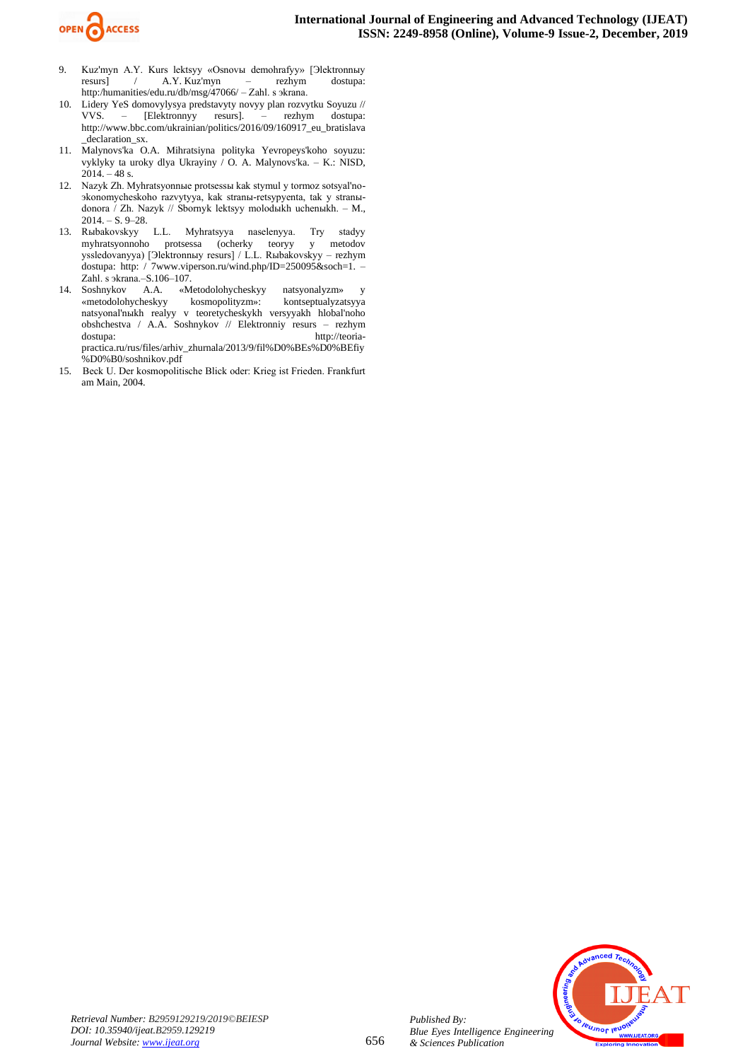9. Kuz'myn A.Y. Kurs lektsyy «Osnovы demohrafyy» [Эlektronnыy resurs] / A.Y. Kuz'myn – rezhym dostupa: http:/humanities/edu.ru/db/msg/47066/ – Zahl. s эkrana.
10. Lidery YeS domovylysya predstavyty novyy plan rozvytku Soyuzu // VVS. – [Elektronnyy resurs]. – rezhym dostupa: http://www.bbc.com/ukrainian/politics/2016/09/160917_eu_bratislava_declaration_sx.
11. Malynovs'ka O.A. Mihratsiyna polityka Yevropeys'koho soyuzu: vyklyky ta uroky dlya Ukrayiny / O. A. Malynovs'ka. – K.: NISD, 2014. – 48 s.
12. Nazyk Zh. Myhratsyonnыe protsessы kak stymul y tormoz sotsyal'no-эkonomycheskoho razvytyya, kak stranы-retsypyenta, tak y stranы-donora / Zh. Nazyk // Sbornyk lektsyy molodыkh uchenыkh. – M., 2014. – S. 9–28.
13. Rыbakovskyy L.L. Myhratsyya naselenyya. Try stadyy myhratsyonnoho protsessa (ocherky teoryy y metodov yssledovanyya) [Эlektronnыy resurs] / L.L. Rыbakovskyy – rezhym dostupa: http: / 7www.viperson.ru/wind.php/ID=250095&soch=1. – Zahl. s эkrana.–S.106–107.
14. Soshnykov A.A. «Metodolohycheskyy natsyonalyzm» y «metodolohycheskyy kosmopolityzm»: kontseptualyzatsyya natsyonal'nыkh realyy v teoretycheskykh versyyakh hlobal'noho obshchestva / A.A. Soshnykov // Elektronniy resurs – rezhym dostupa: http://teoria-practica.ru/rus/files/arhiv_zhurnala/2013/9/fil%D0%BEs%D0%BEfiy%D0%B0/soshnikov.pdf
15. Beck U. Der kosmopolitische Blick oder: Krieg ist Frieden. Frankfurt am Main, 2004.